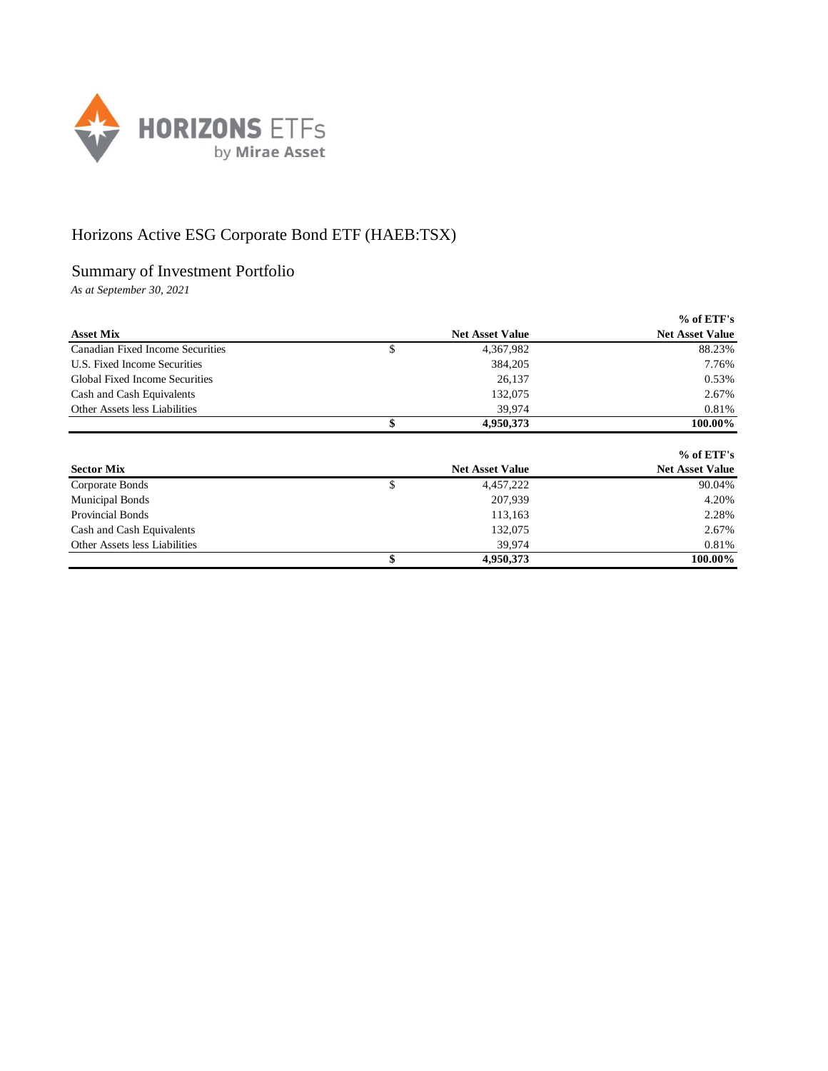HORIZONS ETFs by Mirae Asset

# Horizons Active ESG Corporate Bond ETF (HAEB:TSX)

## Summary of Investment Portfolio

*As at September 30, 2021*

| Asset Mix | | Net Asset Value | % of ETF's Net Asset Value |
|---|---|---|---|
| Canadian Fixed Income Securities | $ | 4,367,982 | 88.23% |
| U.S. Fixed Income Securities | | 384,205 | 7.76% |
| Global Fixed Income Securities | | 26,137 | 0.53% |
| Cash and Cash Equivalents | | 132,075 | 2.67% |
| Other Assets less Liabilities | | 39,974 | 0.81% |
| | **$** | **4,950,373** | **100.00%** |

| Sector Mix | | Net Asset Value | % of ETF's Net Asset Value |
|---|---|---|---|
| Corporate Bonds | $ | 4,457,222 | 90.04% |
| Municipal Bonds | | 207,939 | 4.20% |
| Provincial Bonds | | 113,163 | 2.28% |
| Cash and Cash Equivalents | | 132,075 | 2.67% |
| Other Assets less Liabilities | | 39,974 | 0.81% |
| | **$** | **4,950,373** | **100.00%** |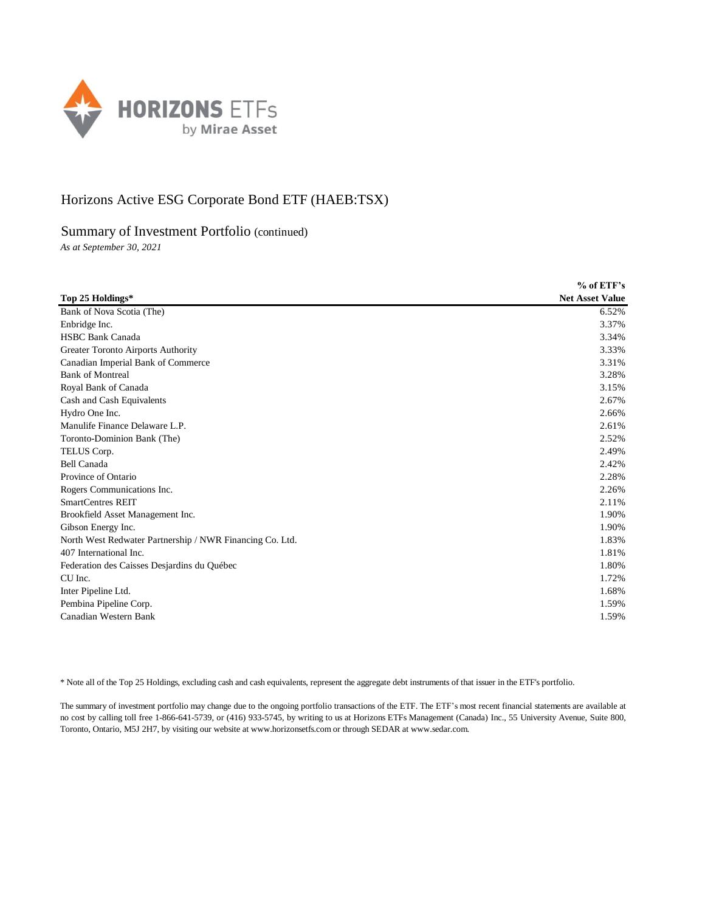# Horizons Active ESG Corporate Bond ETF (HAEB:TSX)

## Summary of Investment Portfolio (continued)

*As at September 30, 2021*

| Top 25 Holdings* | % of ETF's Net Asset Value |
|---|---|
| Bank of Nova Scotia (The) | 6.52% |
| Enbridge Inc. | 3.37% |
| HSBC Bank Canada | 3.34% |
| Greater Toronto Airports Authority | 3.33% |
| Canadian Imperial Bank of Commerce | 3.31% |
| Bank of Montreal | 3.28% |
| Royal Bank of Canada | 3.15% |
| Cash and Cash Equivalents | 2.67% |
| Hydro One Inc. | 2.66% |
| Manulife Finance Delaware L.P. | 2.61% |
| Toronto-Dominion Bank (The) | 2.52% |
| TELUS Corp. | 2.49% |
| Bell Canada | 2.42% |
| Province of Ontario | 2.28% |
| Rogers Communications Inc. | 2.26% |
| SmartCentres REIT | 2.11% |
| Brookfield Asset Management Inc. | 1.90% |
| Gibson Energy Inc. | 1.90% |
| North West Redwater Partnership / NWR Financing Co. Ltd. | 1.83% |
| 407 International Inc. | 1.81% |
| Federation des Caisses Desjardins du Québec | 1.80% |
| CU Inc. | 1.72% |
| Inter Pipeline Ltd. | 1.68% |
| Pembina Pipeline Corp. | 1.59% |
| Canadian Western Bank | 1.59% |

* Note all of the Top 25 Holdings, excluding cash and cash equivalents, represent the aggregate debt instruments of that issuer in the ETF's portfolio.

The summary of investment portfolio may change due to the ongoing portfolio transactions of the ETF. The ETF's most recent financial statements are available at no cost by calling toll free 1-866-641-5739, or (416) 933-5745, by writing to us at Horizons ETFs Management (Canada) Inc., 55 University Avenue, Suite 800, Toronto, Ontario, M5J 2H7, by visiting our website at www.horizonsetfs.com or through SEDAR at www.sedar.com.